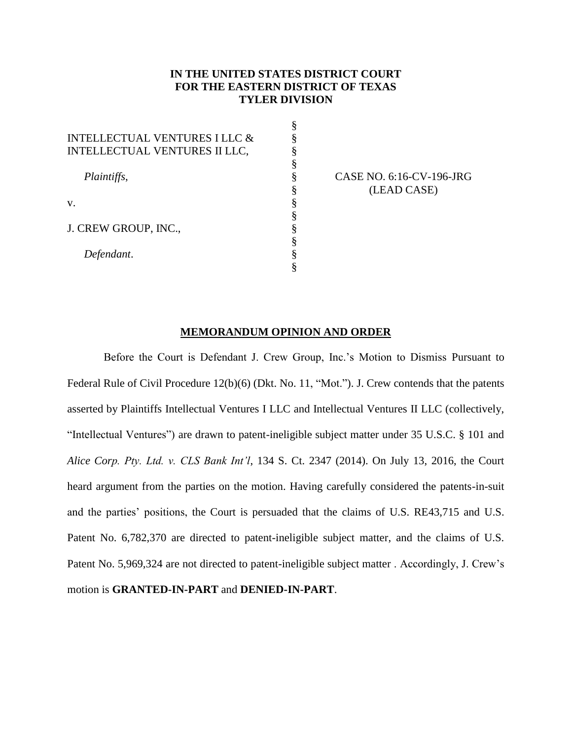**IN THE UNITED STATES DISTRICT COURT**
**FOR THE EASTERN DISTRICT OF TEXAS**
**TYLER DIVISION**

| | | |
|---|---|---|
| INTELLECTUAL VENTURES I LLC & INTELLECTUAL VENTURES II LLC, | § | |
| *Plaintiffs*, | § | CASE NO. 6:16-CV-196-JRG (LEAD CASE) |
| v. | § | |
| J. CREW GROUP, INC., | § | |
| *Defendant*. | § | |

## MEMORANDUM OPINION AND ORDER

Before the Court is Defendant J. Crew Group, Inc.'s Motion to Dismiss Pursuant to Federal Rule of Civil Procedure 12(b)(6) (Dkt. No. 11, "Mot."). J. Crew contends that the patents asserted by Plaintiffs Intellectual Ventures I LLC and Intellectual Ventures II LLC (collectively, "Intellectual Ventures") are drawn to patent-ineligible subject matter under 35 U.S.C. § 101 and *Alice Corp. Pty. Ltd. v. CLS Bank Int'l*, 134 S. Ct. 2347 (2014). On July 13, 2016, the Court heard argument from the parties on the motion. Having carefully considered the patents-in-suit and the parties' positions, the Court is persuaded that the claims of U.S. RE43,715 and U.S. Patent No. 6,782,370 are directed to patent-ineligible subject matter, and the claims of U.S. Patent No. 5,969,324 are not directed to patent-ineligible subject matter . Accordingly, J. Crew's motion is **GRANTED-IN-PART** and **DENIED-IN-PART**.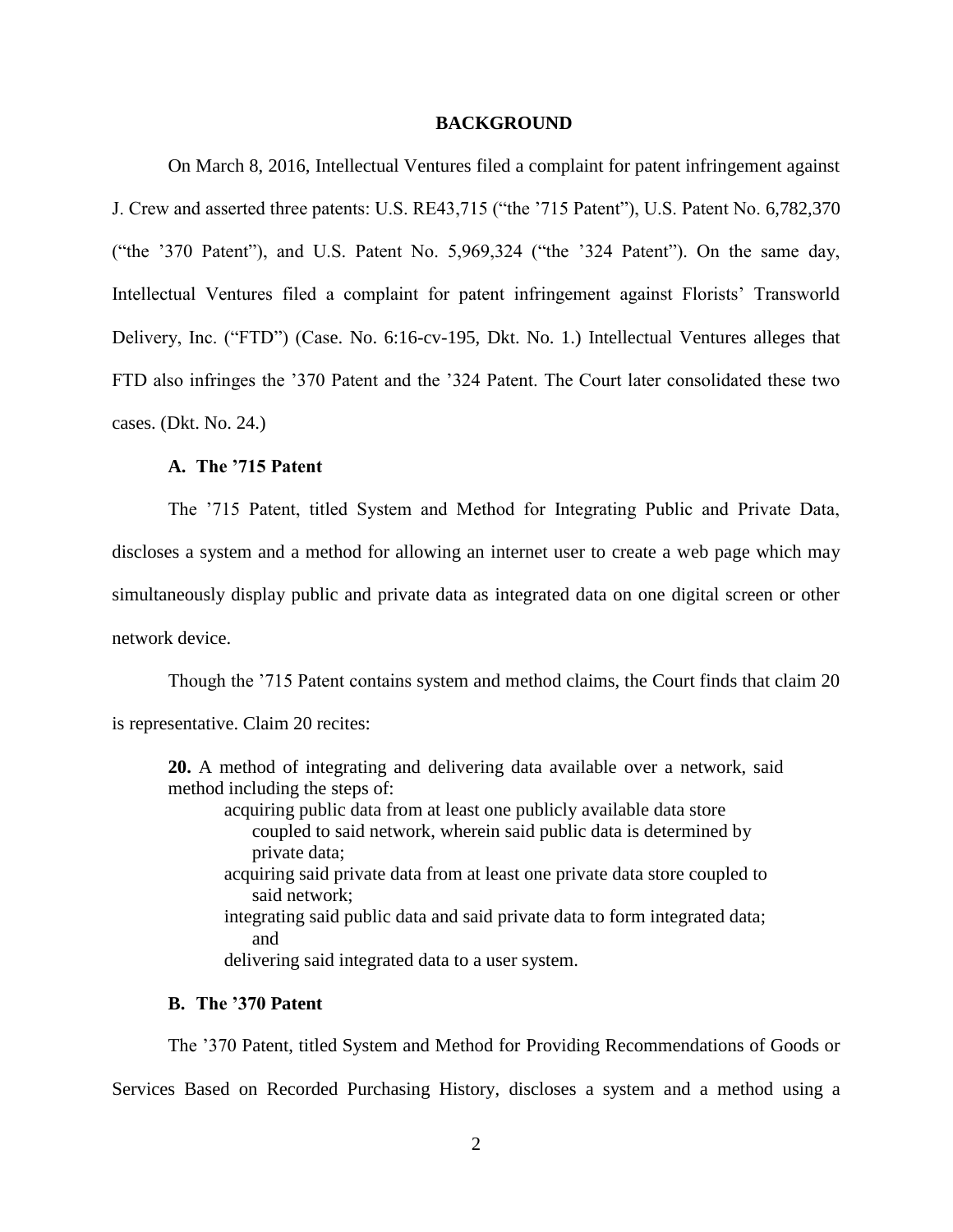## BACKGROUND

On March 8, 2016, Intellectual Ventures filed a complaint for patent infringement against J. Crew and asserted three patents: U.S. RE43,715 ("the '715 Patent"), U.S. Patent No. 6,782,370 ("the '370 Patent"), and U.S. Patent No. 5,969,324 ("the '324 Patent"). On the same day, Intellectual Ventures filed a complaint for patent infringement against Florists' Transworld Delivery, Inc. ("FTD") (Case. No. 6:16-cv-195, Dkt. No. 1.) Intellectual Ventures alleges that FTD also infringes the '370 Patent and the '324 Patent. The Court later consolidated these two cases. (Dkt. No. 24.)

### A. The '715 Patent

The '715 Patent, titled System and Method for Integrating Public and Private Data, discloses a system and a method for allowing an internet user to create a web page which may simultaneously display public and private data as integrated data on one digital screen or other network device.

Though the '715 Patent contains system and method claims, the Court finds that claim 20 is representative. Claim 20 recites:

> **20.** A method of integrating and delivering data available over a network, said method including the steps of:
>
> acquiring public data from at least one publicly available data store coupled to said network, wherein said public data is determined by private data;
>
> acquiring said private data from at least one private data store coupled to said network;
>
> integrating said public data and said private data to form integrated data; and
>
> delivering said integrated data to a user system.

### B. The '370 Patent

The '370 Patent, titled System and Method for Providing Recommendations of Goods or Services Based on Recorded Purchasing History, discloses a system and a method using a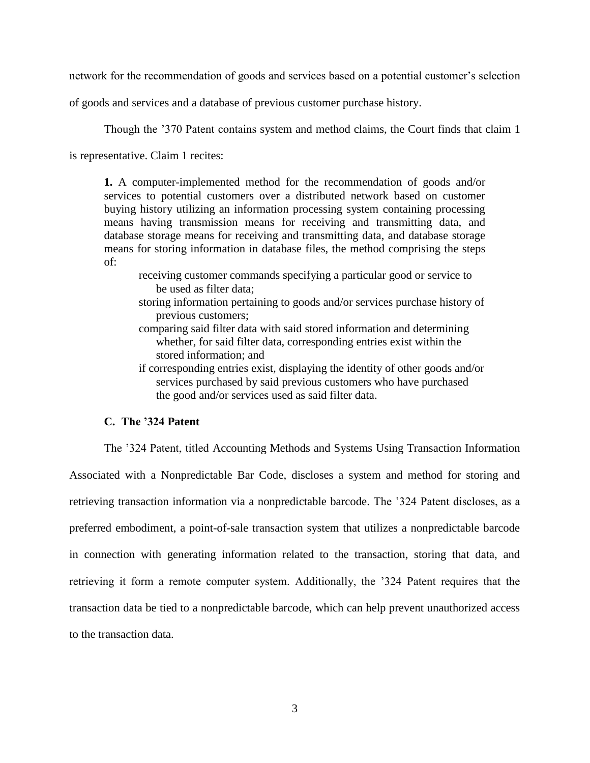network for the recommendation of goods and services based on a potential customer's selection of goods and services and a database of previous customer purchase history.

Though the '370 Patent contains system and method claims, the Court finds that claim 1 is representative. Claim 1 recites:

> **1.** A computer-implemented method for the recommendation of goods and/or services to potential customers over a distributed network based on customer buying history utilizing an information processing system containing processing means having transmission means for receiving and transmitting data, and database storage means for receiving and transmitting data, and database storage means for storing information in database files, the method comprising the steps of:
>
> receiving customer commands specifying a particular good or service to be used as filter data;
>
> storing information pertaining to goods and/or services purchase history of previous customers;
>
> comparing said filter data with said stored information and determining whether, for said filter data, corresponding entries exist within the stored information; and
>
> if corresponding entries exist, displaying the identity of other goods and/or services purchased by said previous customers who have purchased the good and/or services used as said filter data.

### C. The '324 Patent

The '324 Patent, titled Accounting Methods and Systems Using Transaction Information Associated with a Nonpredictable Bar Code, discloses a system and method for storing and retrieving transaction information via a nonpredictable barcode. The '324 Patent discloses, as a preferred embodiment, a point-of-sale transaction system that utilizes a nonpredictable barcode in connection with generating information related to the transaction, storing that data, and retrieving it form a remote computer system. Additionally, the '324 Patent requires that the transaction data be tied to a nonpredictable barcode, which can help prevent unauthorized access to the transaction data.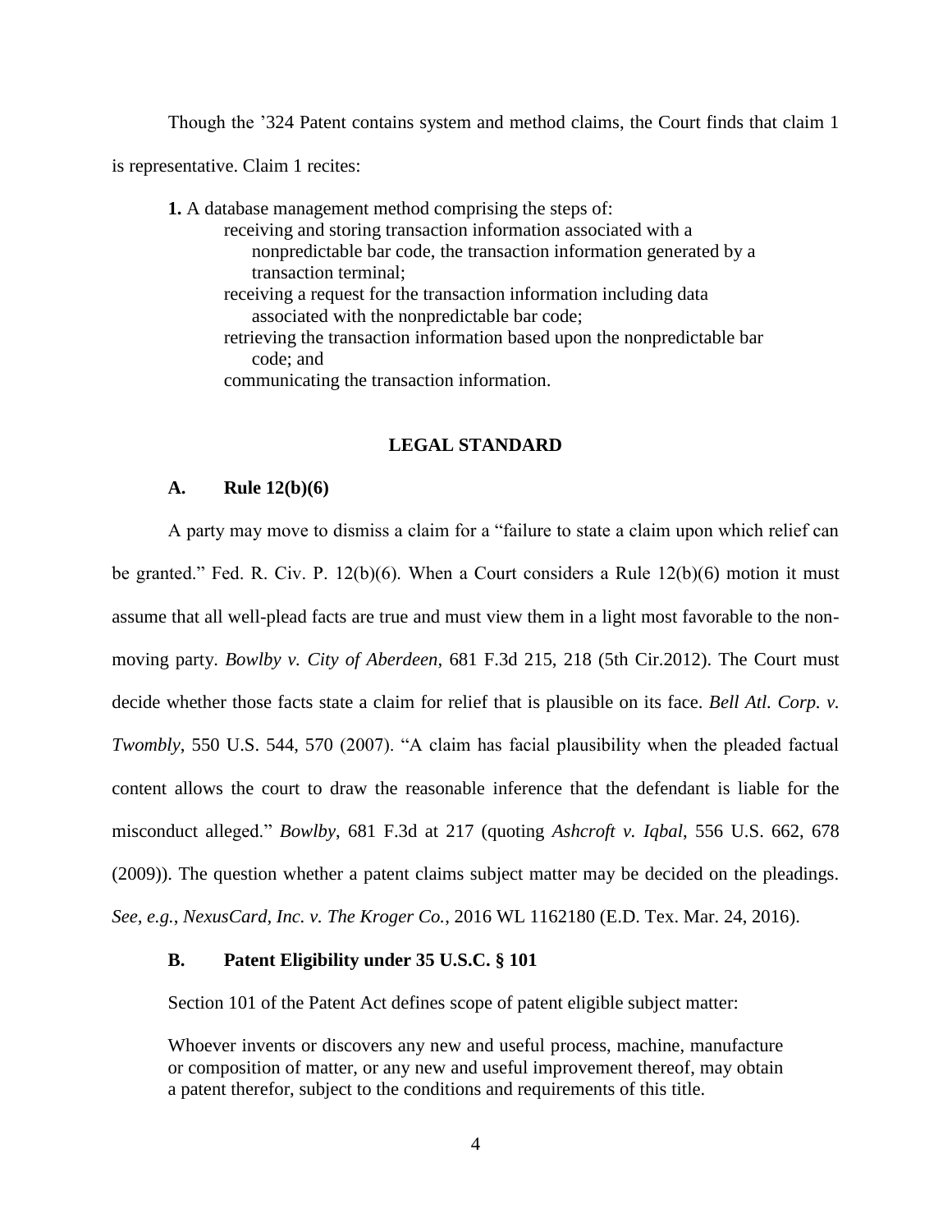Though the ’324 Patent contains system and method claims, the Court finds that claim 1 is representative. Claim 1 recites:

> **1.** A database management method comprising the steps of:
>
> receiving and storing transaction information associated with a nonpredictable bar code, the transaction information generated by a transaction terminal;
>
> receiving a request for the transaction information including data associated with the nonpredictable bar code;
>
> retrieving the transaction information based upon the nonpredictable bar code; and
>
> communicating the transaction information.

## LEGAL STANDARD

### A. Rule 12(b)(6)

A party may move to dismiss a claim for a “failure to state a claim upon which relief can be granted.” Fed. R. Civ. P. 12(b)(6). When a Court considers a Rule 12(b)(6) motion it must assume that all well-plead facts are true and must view them in a light most favorable to the non-moving party. *Bowlby v. City of Aberdeen*, 681 F.3d 215, 218 (5th Cir.2012). The Court must decide whether those facts state a claim for relief that is plausible on its face. *Bell Atl. Corp. v. Twombly*, 550 U.S. 544, 570 (2007). “A claim has facial plausibility when the pleaded factual content allows the court to draw the reasonable inference that the defendant is liable for the misconduct alleged.” *Bowlby*, 681 F.3d at 217 (quoting *Ashcroft v. Iqbal*, 556 U.S. 662, 678 (2009)). The question whether a patent claims subject matter may be decided on the pleadings. *See, e.g.*, *NexusCard, Inc. v. The Kroger Co.*, 2016 WL 1162180 (E.D. Tex. Mar. 24, 2016).

### B. Patent Eligibility under 35 U.S.C. § 101

Section 101 of the Patent Act defines scope of patent eligible subject matter:

> Whoever invents or discovers any new and useful process, machine, manufacture or composition of matter, or any new and useful improvement thereof, may obtain a patent therefor, subject to the conditions and requirements of this title.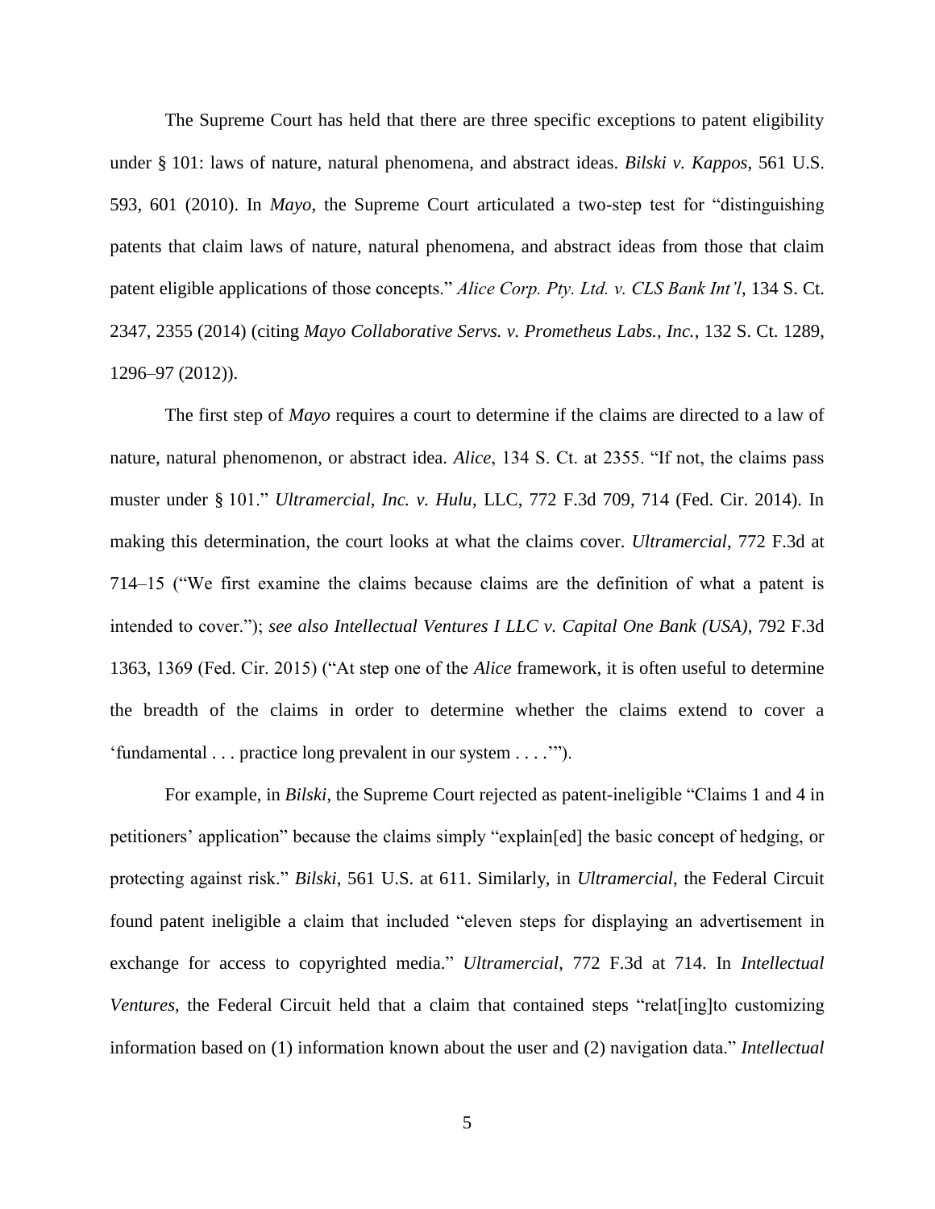The Supreme Court has held that there are three specific exceptions to patent eligibility under § 101: laws of nature, natural phenomena, and abstract ideas. *Bilski v. Kappos*, 561 U.S. 593, 601 (2010). In *Mayo*, the Supreme Court articulated a two-step test for "distinguishing patents that claim laws of nature, natural phenomena, and abstract ideas from those that claim patent eligible applications of those concepts." *Alice Corp. Pty. Ltd. v. CLS Bank Int'l*, 134 S. Ct. 2347, 2355 (2014) (citing *Mayo Collaborative Servs. v. Prometheus Labs., Inc.*, 132 S. Ct. 1289, 1296–97 (2012)).

The first step of *Mayo* requires a court to determine if the claims are directed to a law of nature, natural phenomenon, or abstract idea. *Alice*, 134 S. Ct. at 2355. "If not, the claims pass muster under § 101." *Ultramercial, Inc. v. Hulu*, LLC, 772 F.3d 709, 714 (Fed. Cir. 2014). In making this determination, the court looks at what the claims cover. *Ultramercial*, 772 F.3d at 714–15 ("We first examine the claims because claims are the definition of what a patent is intended to cover."); *see also Intellectual Ventures I LLC v. Capital One Bank (USA)*, 792 F.3d 1363, 1369 (Fed. Cir. 2015) ("At step one of the *Alice* framework, it is often useful to determine the breadth of the claims in order to determine whether the claims extend to cover a 'fundamental . . . practice long prevalent in our system . . . .'").

For example, in *Bilski*, the Supreme Court rejected as patent-ineligible "Claims 1 and 4 in petitioners' application" because the claims simply "explain[ed] the basic concept of hedging, or protecting against risk." *Bilski*, 561 U.S. at 611. Similarly, in *Ultramercial*, the Federal Circuit found patent ineligible a claim that included "eleven steps for displaying an advertisement in exchange for access to copyrighted media." *Ultramercial*, 772 F.3d at 714. In *Intellectual Ventures*, the Federal Circuit held that a claim that contained steps "relat[ing]to customizing information based on (1) information known about the user and (2) navigation data." *Intellectual*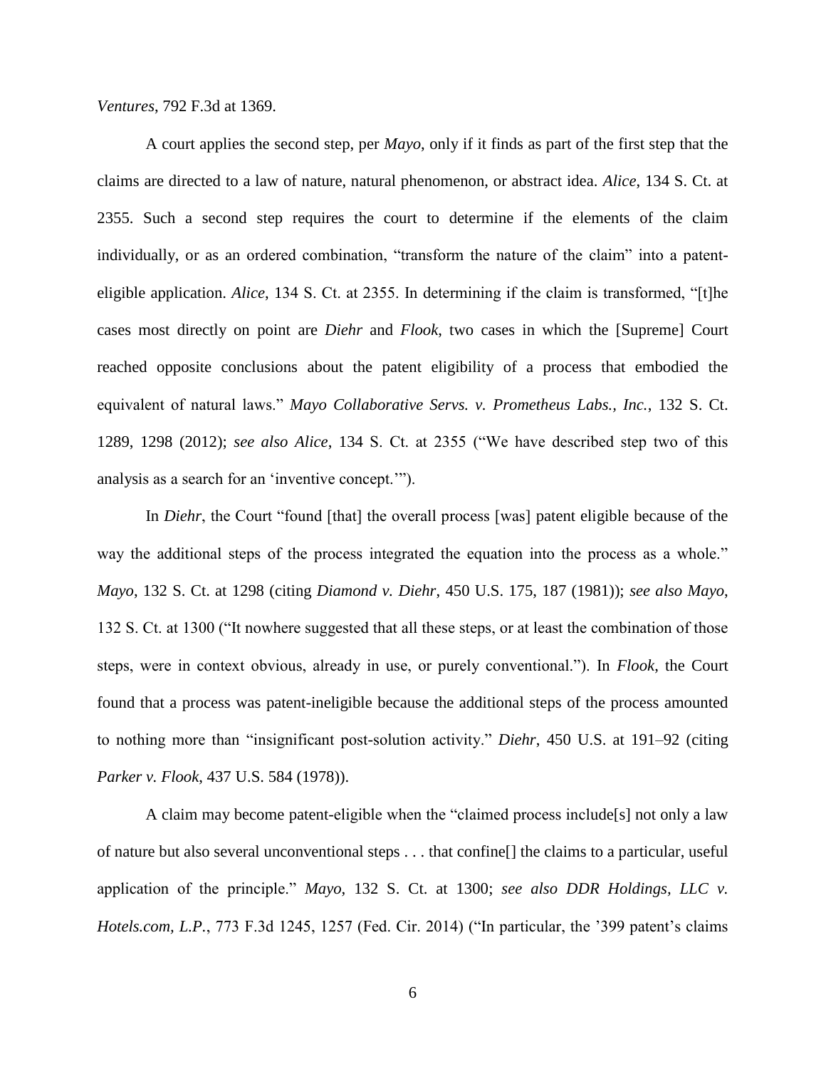*Ventures*, 792 F.3d at 1369.

A court applies the second step, per *Mayo*, only if it finds as part of the first step that the claims are directed to a law of nature, natural phenomenon, or abstract idea. *Alice*, 134 S. Ct. at 2355. Such a second step requires the court to determine if the elements of the claim individually, or as an ordered combination, "transform the nature of the claim" into a patent-eligible application. *Alice*, 134 S. Ct. at 2355. In determining if the claim is transformed, "[t]he cases most directly on point are *Diehr* and *Flook*, two cases in which the [Supreme] Court reached opposite conclusions about the patent eligibility of a process that embodied the equivalent of natural laws." *Mayo Collaborative Servs. v. Prometheus Labs., Inc.*, 132 S. Ct. 1289, 1298 (2012); *see also Alice*, 134 S. Ct. at 2355 ("We have described step two of this analysis as a search for an 'inventive concept.'").

In *Diehr*, the Court "found [that] the overall process [was] patent eligible because of the way the additional steps of the process integrated the equation into the process as a whole." *Mayo*, 132 S. Ct. at 1298 (citing *Diamond v. Diehr*, 450 U.S. 175, 187 (1981)); *see also Mayo*, 132 S. Ct. at 1300 ("It nowhere suggested that all these steps, or at least the combination of those steps, were in context obvious, already in use, or purely conventional."). In *Flook*, the Court found that a process was patent-ineligible because the additional steps of the process amounted to nothing more than "insignificant post-solution activity." *Diehr*, 450 U.S. at 191–92 (citing *Parker v. Flook*, 437 U.S. 584 (1978)).

A claim may become patent-eligible when the "claimed process include[s] not only a law of nature but also several unconventional steps . . . that confine[] the claims to a particular, useful application of the principle." *Mayo*, 132 S. Ct. at 1300; *see also DDR Holdings, LLC v. Hotels.com, L.P.*, 773 F.3d 1245, 1257 (Fed. Cir. 2014) ("In particular, the '399 patent's claims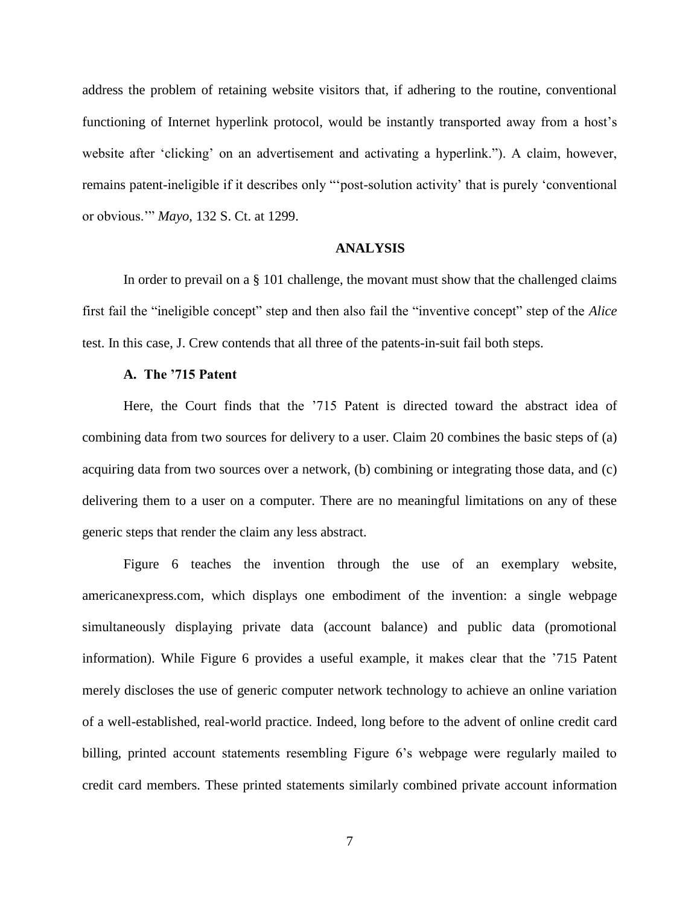address the problem of retaining website visitors that, if adhering to the routine, conventional functioning of Internet hyperlink protocol, would be instantly transported away from a host's website after 'clicking' on an advertisement and activating a hyperlink."). A claim, however, remains patent-ineligible if it describes only "'post-solution activity' that is purely 'conventional or obvious.'" *Mayo*, 132 S. Ct. at 1299.

## ANALYSIS

In order to prevail on a § 101 challenge, the movant must show that the challenged claims first fail the "ineligible concept" step and then also fail the "inventive concept" step of the *Alice* test. In this case, J. Crew contends that all three of the patents-in-suit fail both steps.

### A. The '715 Patent

Here, the Court finds that the '715 Patent is directed toward the abstract idea of combining data from two sources for delivery to a user. Claim 20 combines the basic steps of (a) acquiring data from two sources over a network, (b) combining or integrating those data, and (c) delivering them to a user on a computer. There are no meaningful limitations on any of these generic steps that render the claim any less abstract.

Figure 6 teaches the invention through the use of an exemplary website, americanexpress.com, which displays one embodiment of the invention: a single webpage simultaneously displaying private data (account balance) and public data (promotional information). While Figure 6 provides a useful example, it makes clear that the '715 Patent merely discloses the use of generic computer network technology to achieve an online variation of a well-established, real-world practice. Indeed, long before to the advent of online credit card billing, printed account statements resembling Figure 6's webpage were regularly mailed to credit card members. These printed statements similarly combined private account information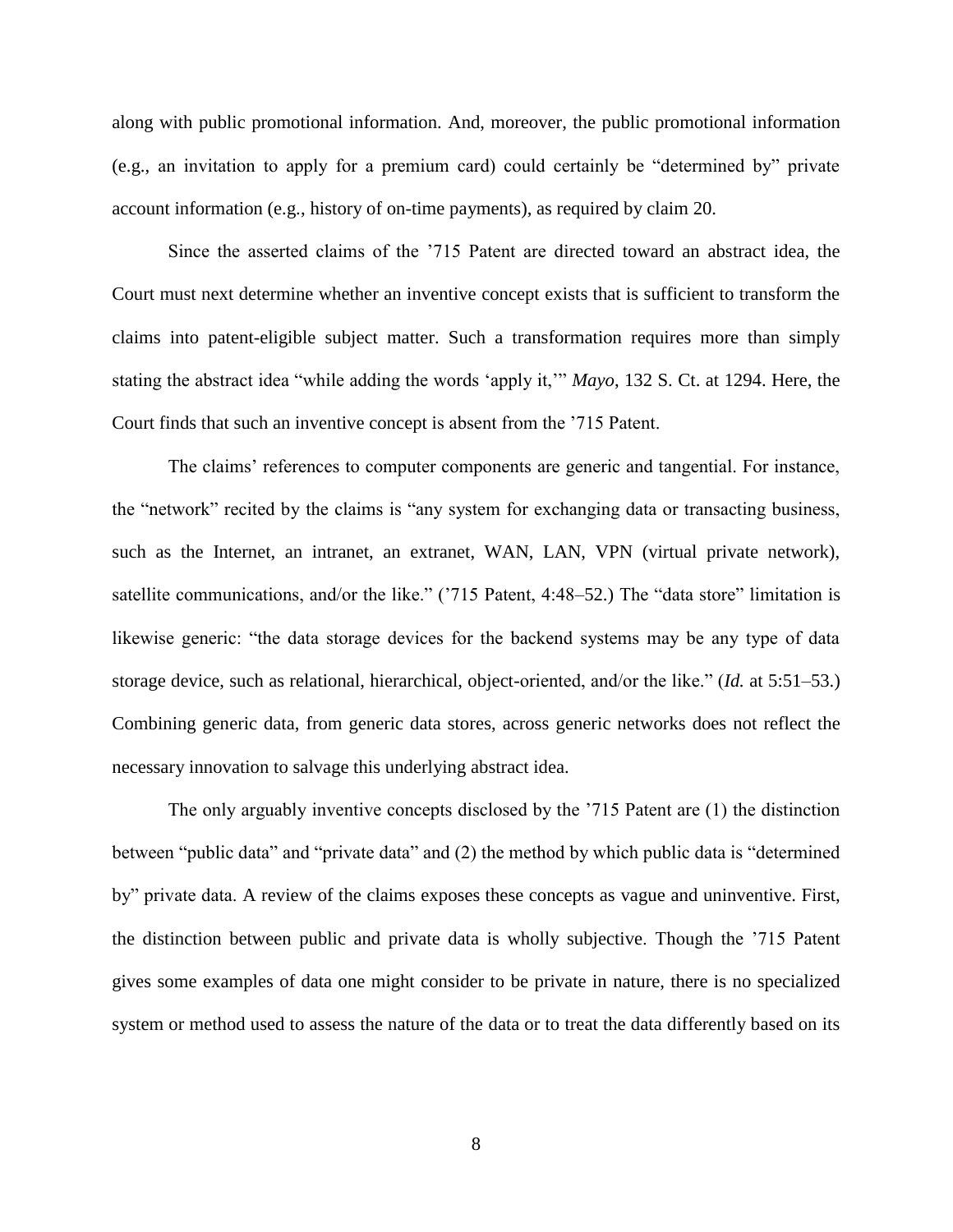along with public promotional information. And, moreover, the public promotional information (e.g., an invitation to apply for a premium card) could certainly be "determined by" private account information (e.g., history of on-time payments), as required by claim 20.

Since the asserted claims of the '715 Patent are directed toward an abstract idea, the Court must next determine whether an inventive concept exists that is sufficient to transform the claims into patent-eligible subject matter. Such a transformation requires more than simply stating the abstract idea "while adding the words 'apply it,'" *Mayo*, 132 S. Ct. at 1294. Here, the Court finds that such an inventive concept is absent from the '715 Patent.

The claims' references to computer components are generic and tangential. For instance, the "network" recited by the claims is "any system for exchanging data or transacting business, such as the Internet, an intranet, an extranet, WAN, LAN, VPN (virtual private network), satellite communications, and/or the like." ('715 Patent, 4:48–52.) The "data store" limitation is likewise generic: "the data storage devices for the backend systems may be any type of data storage device, such as relational, hierarchical, object-oriented, and/or the like." (*Id.* at 5:51–53.) Combining generic data, from generic data stores, across generic networks does not reflect the necessary innovation to salvage this underlying abstract idea.

The only arguably inventive concepts disclosed by the '715 Patent are (1) the distinction between "public data" and "private data" and (2) the method by which public data is "determined by" private data. A review of the claims exposes these concepts as vague and uninventive. First, the distinction between public and private data is wholly subjective. Though the '715 Patent gives some examples of data one might consider to be private in nature, there is no specialized system or method used to assess the nature of the data or to treat the data differently based on its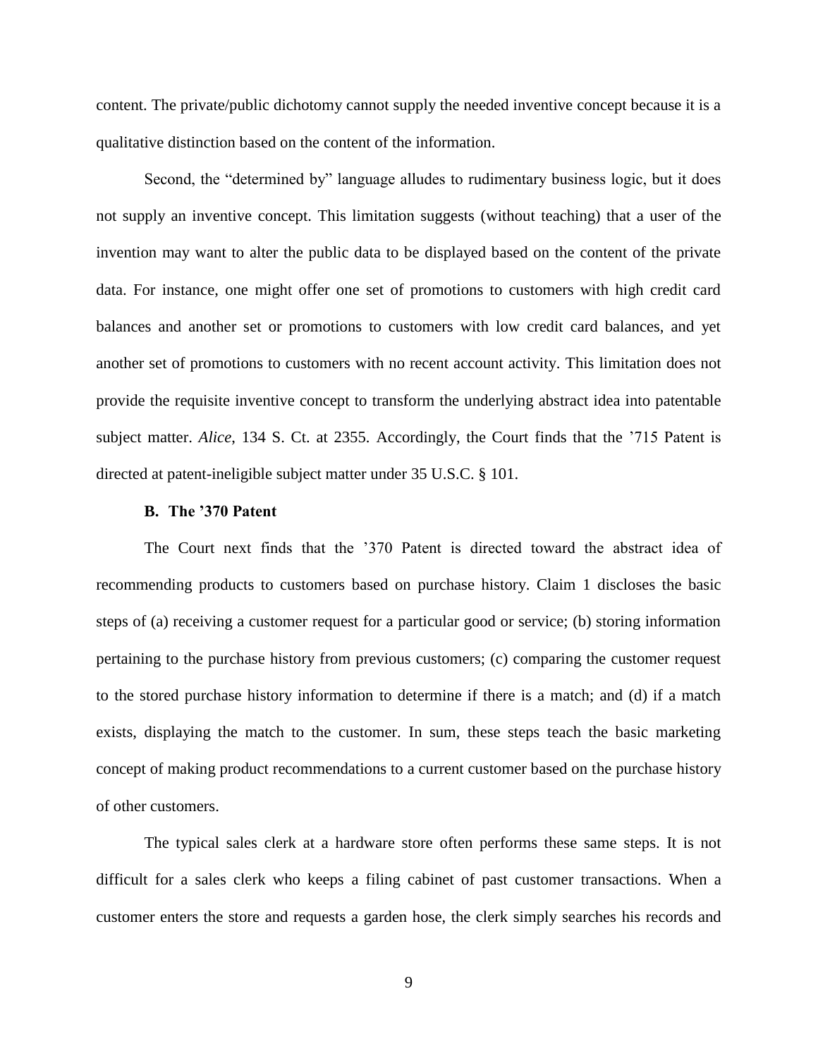content. The private/public dichotomy cannot supply the needed inventive concept because it is a qualitative distinction based on the content of the information.

Second, the "determined by" language alludes to rudimentary business logic, but it does not supply an inventive concept. This limitation suggests (without teaching) that a user of the invention may want to alter the public data to be displayed based on the content of the private data. For instance, one might offer one set of promotions to customers with high credit card balances and another set or promotions to customers with low credit card balances, and yet another set of promotions to customers with no recent account activity. This limitation does not provide the requisite inventive concept to transform the underlying abstract idea into patentable subject matter. *Alice*, 134 S. Ct. at 2355. Accordingly, the Court finds that the '715 Patent is directed at patent-ineligible subject matter under 35 U.S.C. § 101.

### B. The '370 Patent

The Court next finds that the '370 Patent is directed toward the abstract idea of recommending products to customers based on purchase history. Claim 1 discloses the basic steps of (a) receiving a customer request for a particular good or service; (b) storing information pertaining to the purchase history from previous customers; (c) comparing the customer request to the stored purchase history information to determine if there is a match; and (d) if a match exists, displaying the match to the customer. In sum, these steps teach the basic marketing concept of making product recommendations to a current customer based on the purchase history of other customers.

The typical sales clerk at a hardware store often performs these same steps. It is not difficult for a sales clerk who keeps a filing cabinet of past customer transactions. When a customer enters the store and requests a garden hose, the clerk simply searches his records and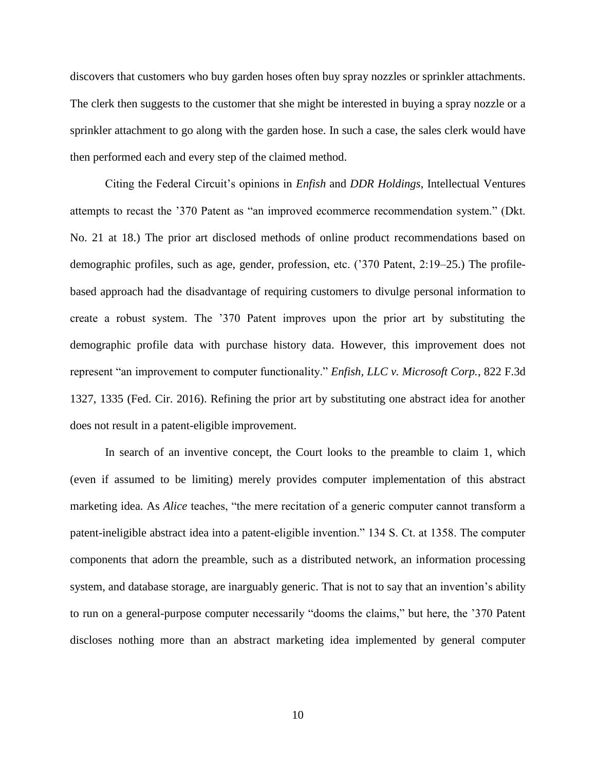discovers that customers who buy garden hoses often buy spray nozzles or sprinkler attachments. The clerk then suggests to the customer that she might be interested in buying a spray nozzle or a sprinkler attachment to go along with the garden hose. In such a case, the sales clerk would have then performed each and every step of the claimed method.

Citing the Federal Circuit's opinions in *Enfish* and *DDR Holdings*, Intellectual Ventures attempts to recast the '370 Patent as "an improved ecommerce recommendation system." (Dkt. No. 21 at 18.) The prior art disclosed methods of online product recommendations based on demographic profiles, such as age, gender, profession, etc. ('370 Patent, 2:19–25.) The profile-based approach had the disadvantage of requiring customers to divulge personal information to create a robust system. The '370 Patent improves upon the prior art by substituting the demographic profile data with purchase history data. However, this improvement does not represent "an improvement to computer functionality." *Enfish, LLC v. Microsoft Corp.*, 822 F.3d 1327, 1335 (Fed. Cir. 2016). Refining the prior art by substituting one abstract idea for another does not result in a patent-eligible improvement.

In search of an inventive concept, the Court looks to the preamble to claim 1, which (even if assumed to be limiting) merely provides computer implementation of this abstract marketing idea. As *Alice* teaches, "the mere recitation of a generic computer cannot transform a patent-ineligible abstract idea into a patent-eligible invention." 134 S. Ct. at 1358. The computer components that adorn the preamble, such as a distributed network, an information processing system, and database storage, are inarguably generic. That is not to say that an invention's ability to run on a general-purpose computer necessarily "dooms the claims," but here, the '370 Patent discloses nothing more than an abstract marketing idea implemented by general computer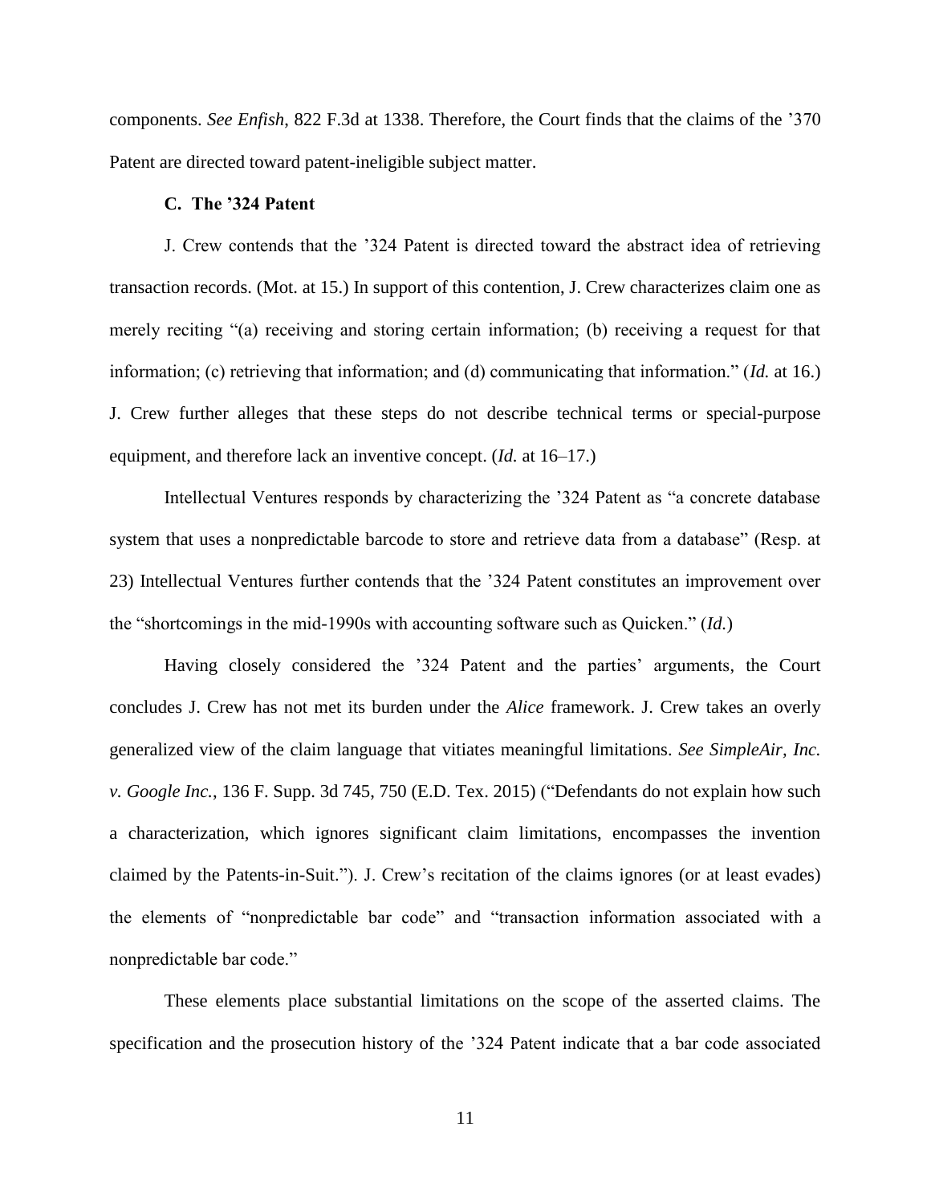components. *See Enfish*, 822 F.3d at 1338. Therefore, the Court finds that the claims of the '370 Patent are directed toward patent-ineligible subject matter.

### C. The '324 Patent

J. Crew contends that the '324 Patent is directed toward the abstract idea of retrieving transaction records. (Mot. at 15.) In support of this contention, J. Crew characterizes claim one as merely reciting "(a) receiving and storing certain information; (b) receiving a request for that information; (c) retrieving that information; and (d) communicating that information." (*Id.* at 16.) J. Crew further alleges that these steps do not describe technical terms or special-purpose equipment, and therefore lack an inventive concept. (*Id.* at 16–17.)

Intellectual Ventures responds by characterizing the '324 Patent as "a concrete database system that uses a nonpredictable barcode to store and retrieve data from a database" (Resp. at 23) Intellectual Ventures further contends that the '324 Patent constitutes an improvement over the "shortcomings in the mid-1990s with accounting software such as Quicken." (*Id.*)

Having closely considered the '324 Patent and the parties' arguments, the Court concludes J. Crew has not met its burden under the *Alice* framework. J. Crew takes an overly generalized view of the claim language that vitiates meaningful limitations. *See SimpleAir, Inc. v. Google Inc.*, 136 F. Supp. 3d 745, 750 (E.D. Tex. 2015) ("Defendants do not explain how such a characterization, which ignores significant claim limitations, encompasses the invention claimed by the Patents-in-Suit."). J. Crew's recitation of the claims ignores (or at least evades) the elements of "nonpredictable bar code" and "transaction information associated with a nonpredictable bar code."

These elements place substantial limitations on the scope of the asserted claims. The specification and the prosecution history of the '324 Patent indicate that a bar code associated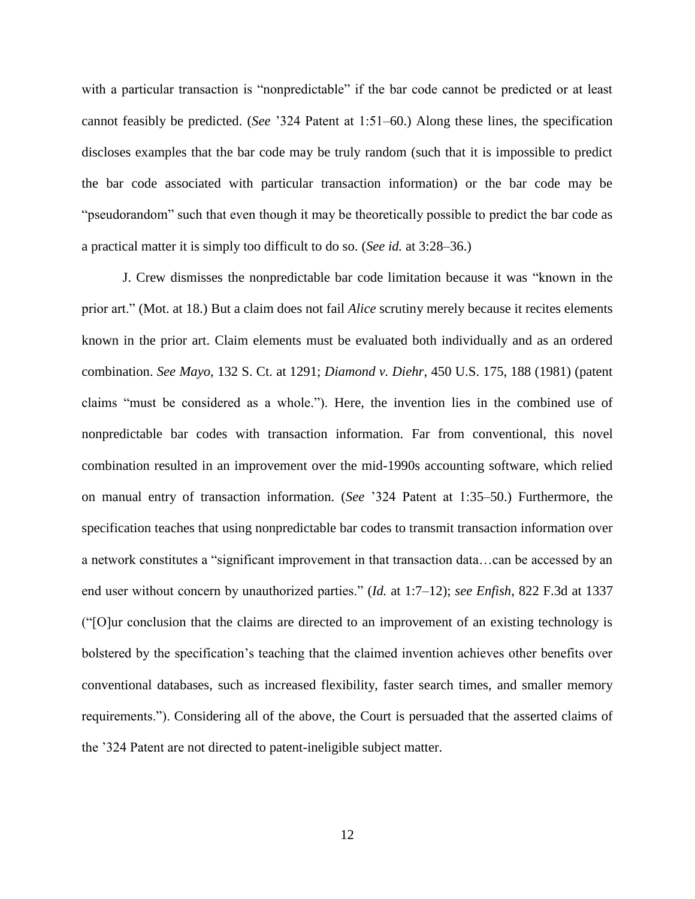with a particular transaction is "nonpredictable" if the bar code cannot be predicted or at least cannot feasibly be predicted. (*See* '324 Patent at 1:51–60.) Along these lines, the specification discloses examples that the bar code may be truly random (such that it is impossible to predict the bar code associated with particular transaction information) or the bar code may be "pseudorandom" such that even though it may be theoretically possible to predict the bar code as a practical matter it is simply too difficult to do so. (*See id.* at 3:28–36.)

J. Crew dismisses the nonpredictable bar code limitation because it was "known in the prior art." (Mot. at 18.) But a claim does not fail *Alice* scrutiny merely because it recites elements known in the prior art. Claim elements must be evaluated both individually and as an ordered combination. *See Mayo*, 132 S. Ct. at 1291; *Diamond v. Diehr*, 450 U.S. 175, 188 (1981) (patent claims "must be considered as a whole."). Here, the invention lies in the combined use of nonpredictable bar codes with transaction information. Far from conventional, this novel combination resulted in an improvement over the mid-1990s accounting software, which relied on manual entry of transaction information. (*See* '324 Patent at 1:35–50.) Furthermore, the specification teaches that using nonpredictable bar codes to transmit transaction information over a network constitutes a "significant improvement in that transaction data…can be accessed by an end user without concern by unauthorized parties." (*Id.* at 1:7–12); *see Enfish*, 822 F.3d at 1337 ("[O]ur conclusion that the claims are directed to an improvement of an existing technology is bolstered by the specification's teaching that the claimed invention achieves other benefits over conventional databases, such as increased flexibility, faster search times, and smaller memory requirements."). Considering all of the above, the Court is persuaded that the asserted claims of the '324 Patent are not directed to patent-ineligible subject matter.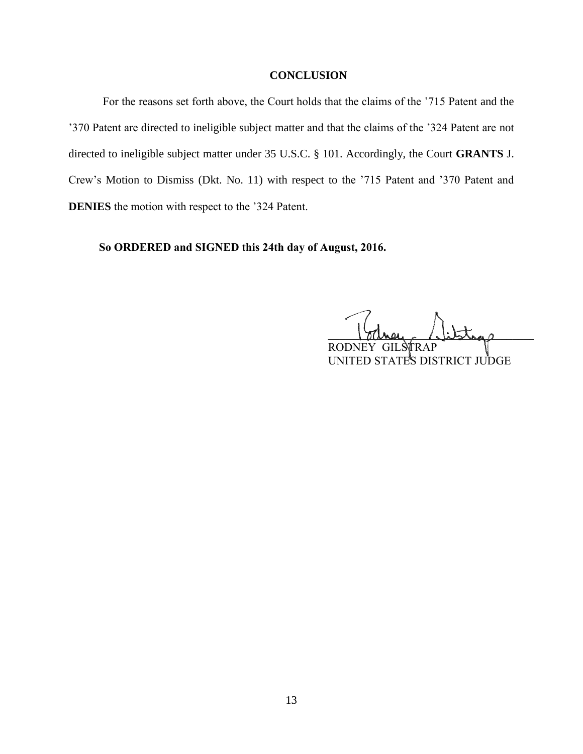## CONCLUSION

For the reasons set forth above, the Court holds that the claims of the ’715 Patent and the ’370 Patent are directed to ineligible subject matter and that the claims of the ’324 Patent are not directed to ineligible subject matter under 35 U.S.C. § 101. Accordingly, the Court **GRANTS** J. Crew’s Motion to Dismiss (Dkt. No. 11) with respect to the ’715 Patent and ’370 Patent and **DENIES** the motion with respect to the ’324 Patent.

**So ORDERED and SIGNED this 24th day of August, 2016.**

RODNEY GILSTRAP
UNITED STATES DISTRICT JUDGE